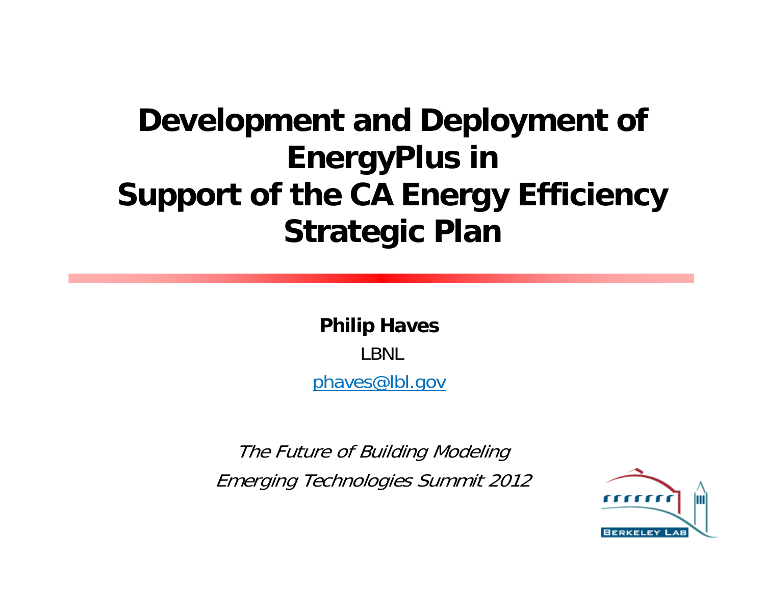# Development and Deployment of EnergyPlus in Support of the CA Energy Efficiency Strategic Plan

**Philip Haves**

LBNL

phaves@lbl.gov

*The Future of Building Modeling*

*Emerging Technologies Summit 2012*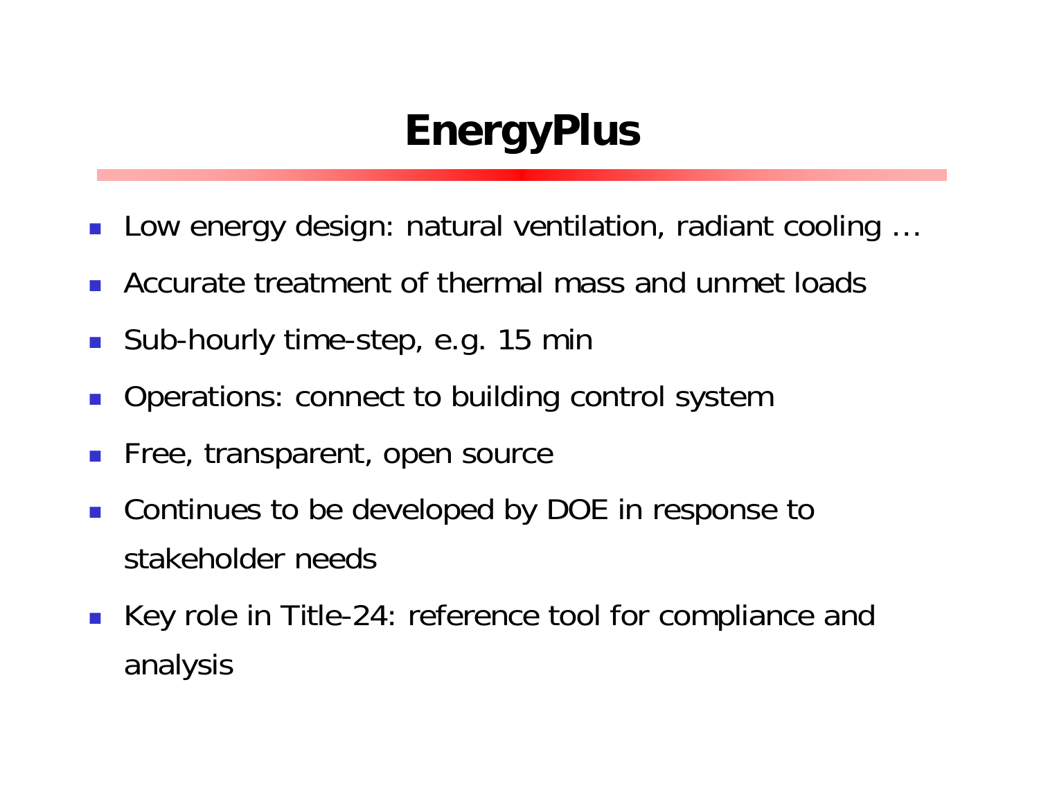# EnergyPlus

- Low energy design: natural ventilation, radiant cooling …
- Accurate treatment of thermal mass and unmet loads
- Sub-hourly time-step, e.g. 15 min
- Operations: connect to building control system
- Free, transparent, open source
- Continues to be developed by DOE in response to stakeholder needs
- Key role in Title-24: reference tool for compliance and analysis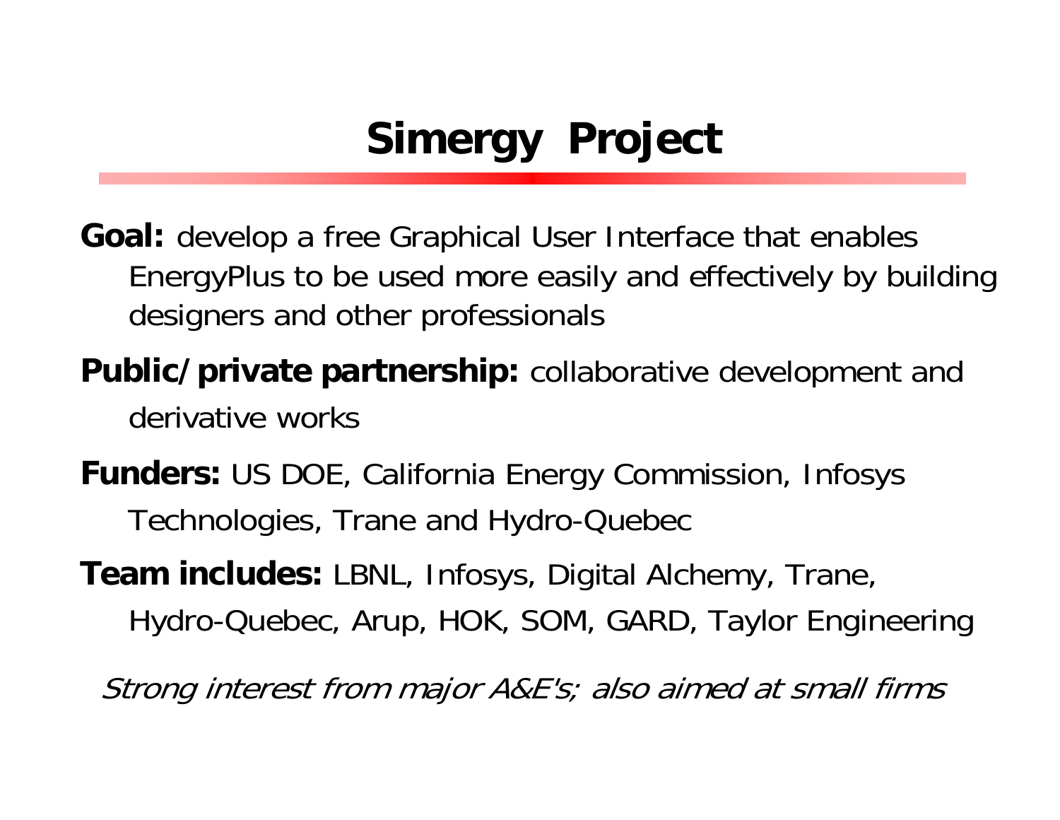# Simergy Project

**Goal:** develop a free Graphical User Interface that enables EnergyPlus to be used more easily and effectively by building designers and other professionals

**Public/private partnership:** collaborative development and derivative works

**Funders:** US DOE, California Energy Commission, Infosys Technologies, Trane and Hydro-Quebec

**Team includes:** LBNL, Infosys, Digital Alchemy, Trane, Hydro-Quebec, Arup, HOK, SOM, GARD, Taylor Engineering

*Strong interest from major A&E's; also aimed at small firms*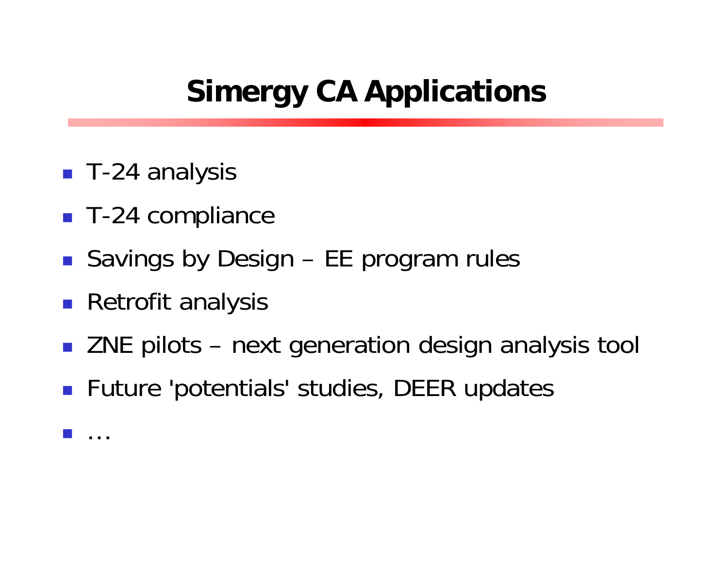# Simergy CA Applications

- T-24 analysis
- T-24 compliance
- Savings by Design – EE program rules
- Retrofit analysis
- ZNE pilots – next generation design analysis tool
- Future 'potentials' studies, DEER updates
- …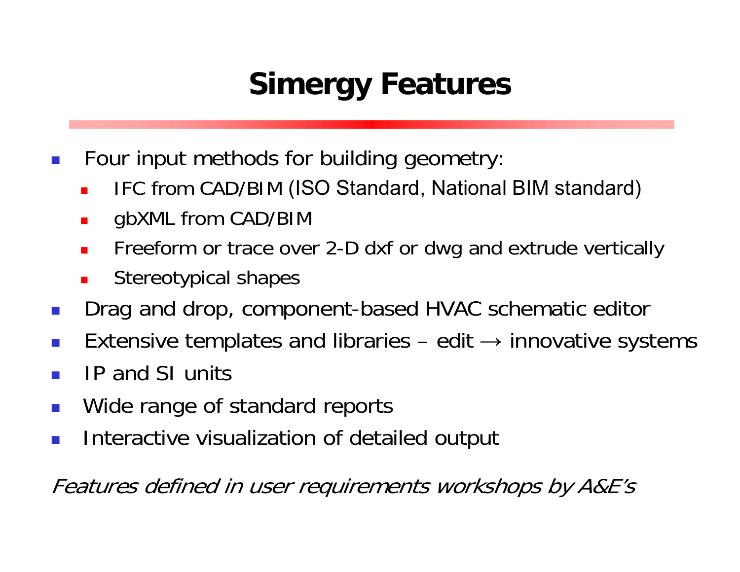# Simergy Features

- Four input methods for building geometry:
  - IFC from CAD/BIM (ISO Standard, National BIM standard)
  - gbXML from CAD/BIM
  - Freeform or trace over 2-D dxf or dwg and extrude vertically
  - Stereotypical shapes
- Drag and drop, component-based HVAC schematic editor
- Extensive templates and libraries – edit → innovative systems
- IP and SI units
- Wide range of standard reports
- Interactive visualization of detailed output

*Features defined in user requirements workshops by A&E's*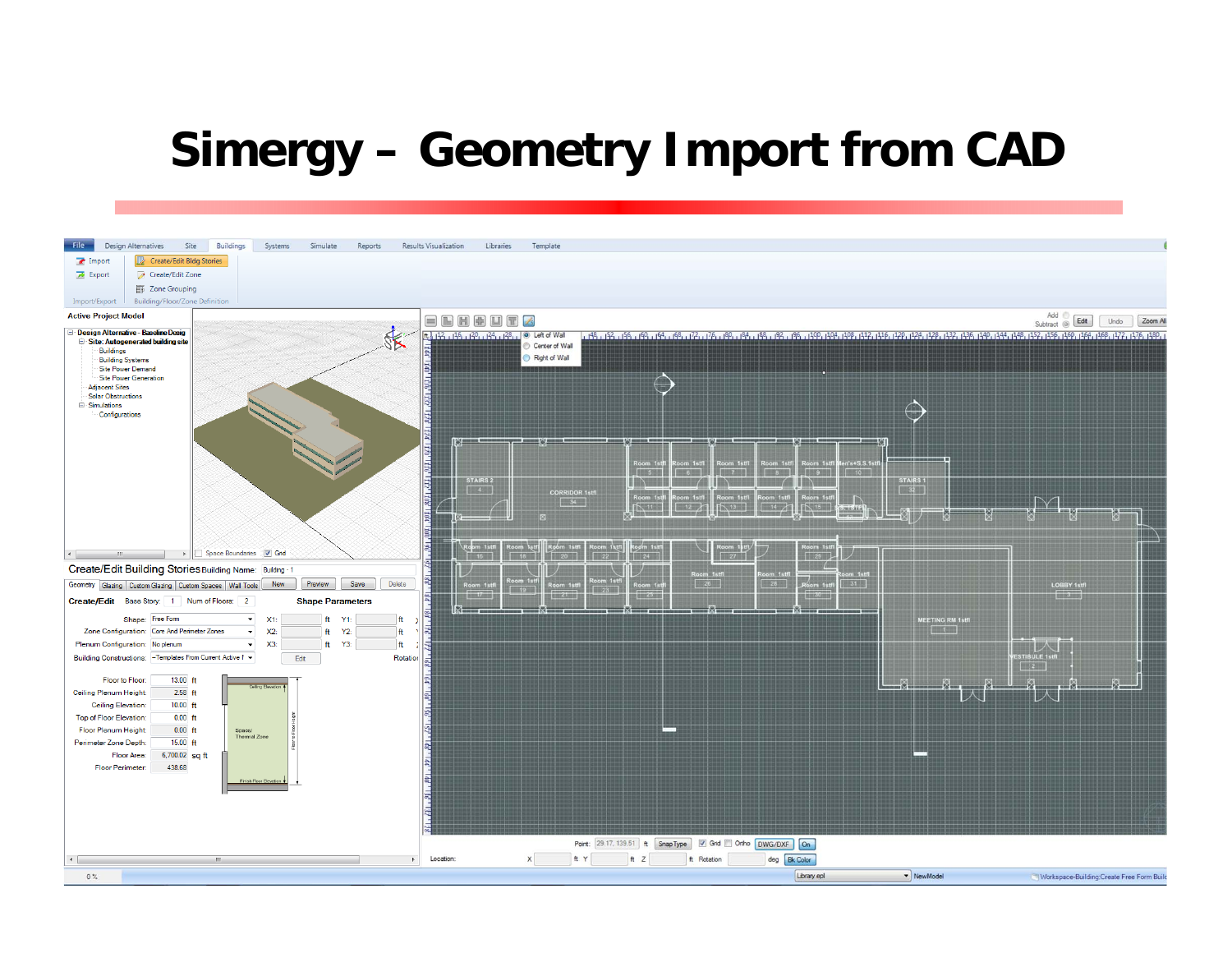# Simergy – Geometry Import from CAD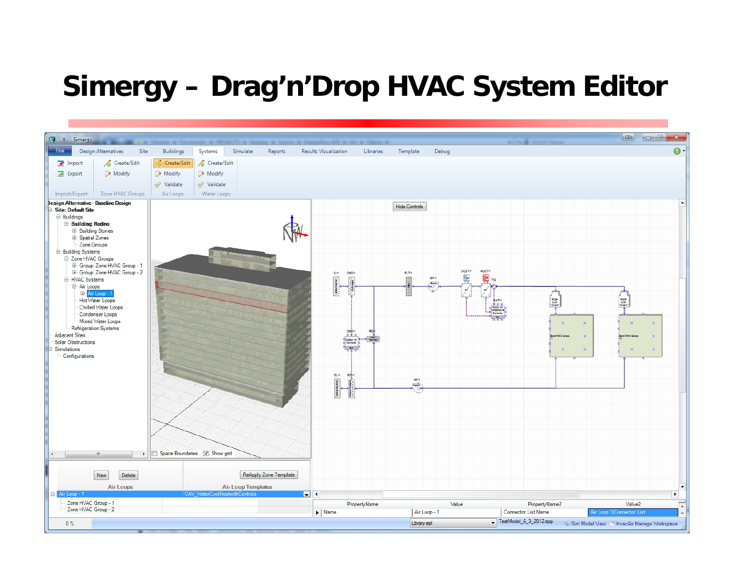# Simergy – Drag'n'Drop HVAC System Editor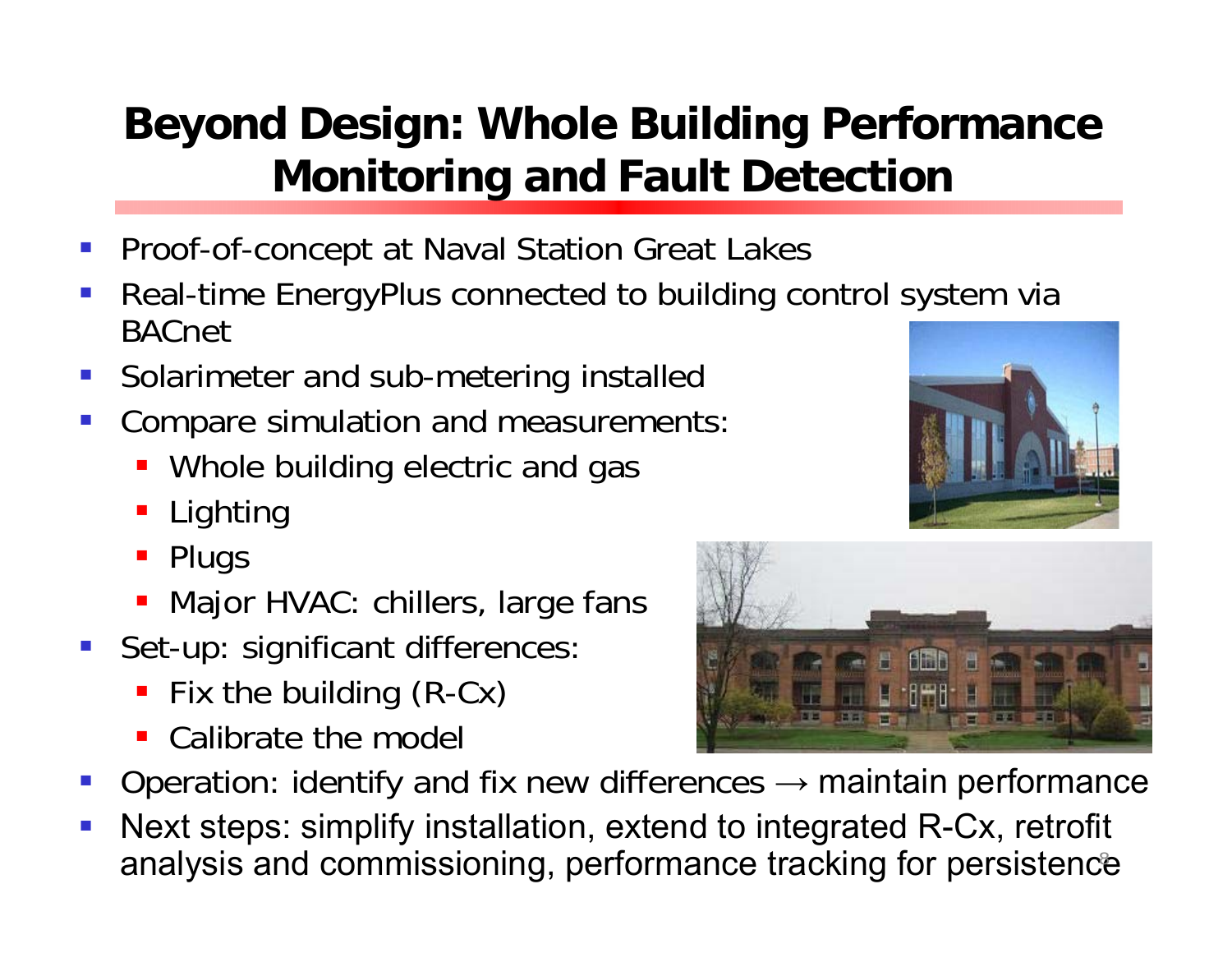# Beyond Design: Whole Building Performance Monitoring and Fault Detection

- Proof-of-concept at Naval Station Great Lakes
- Real-time EnergyPlus connected to building control system via BACnet
- Solarimeter and sub-metering installed
- Compare simulation and measurements:
  - Whole building electric and gas
  - Lighting
  - Plugs
  - Major HVAC: chillers, large fans
- Set-up: significant differences:
  - Fix the building (R-Cx)
  - Calibrate the model
- Operation: identify and fix new differences → maintain performance
- Next steps: simplify installation, extend to integrated R-Cx, retrofit analysis and commissioning, performance tracking for persistence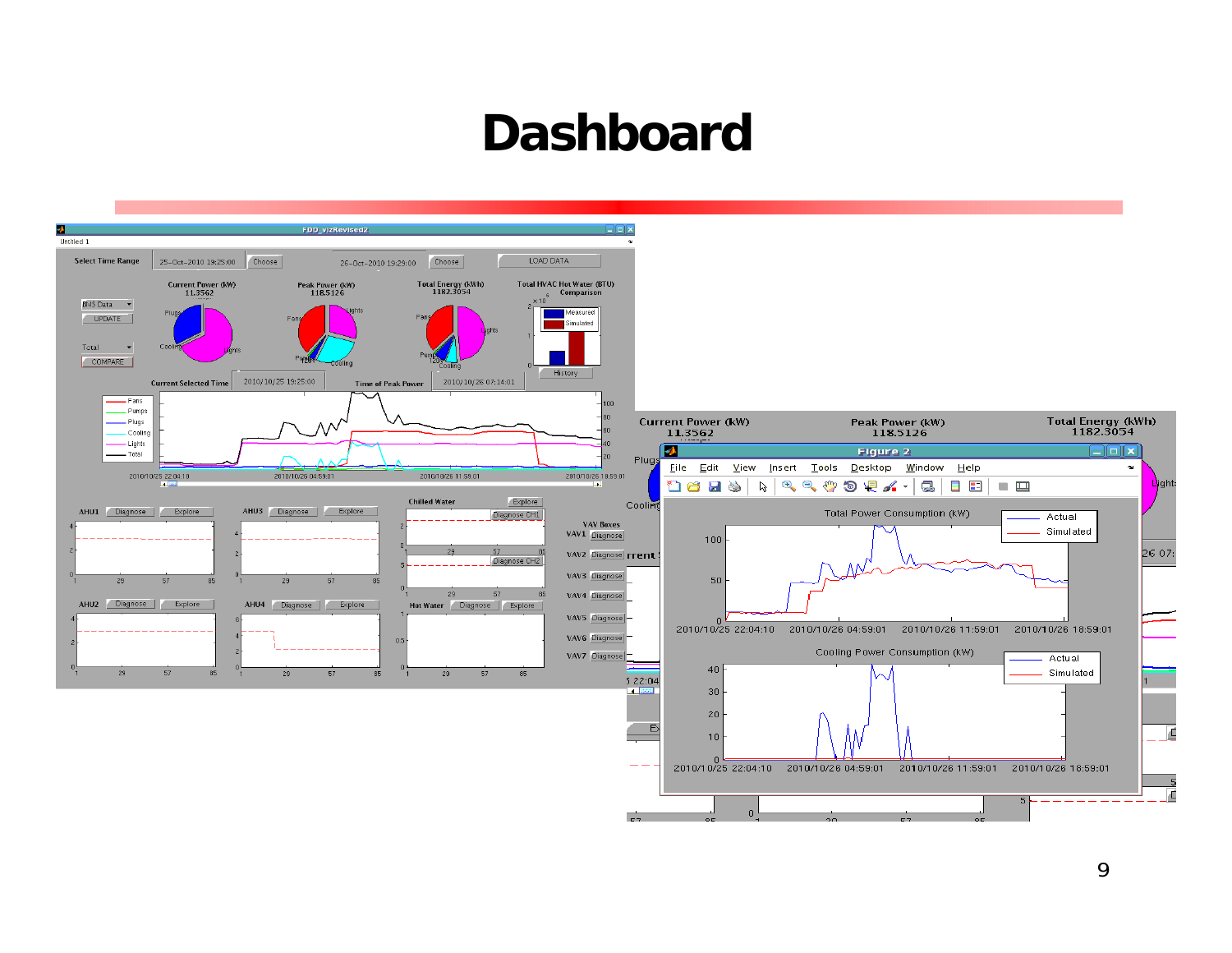# Dashboard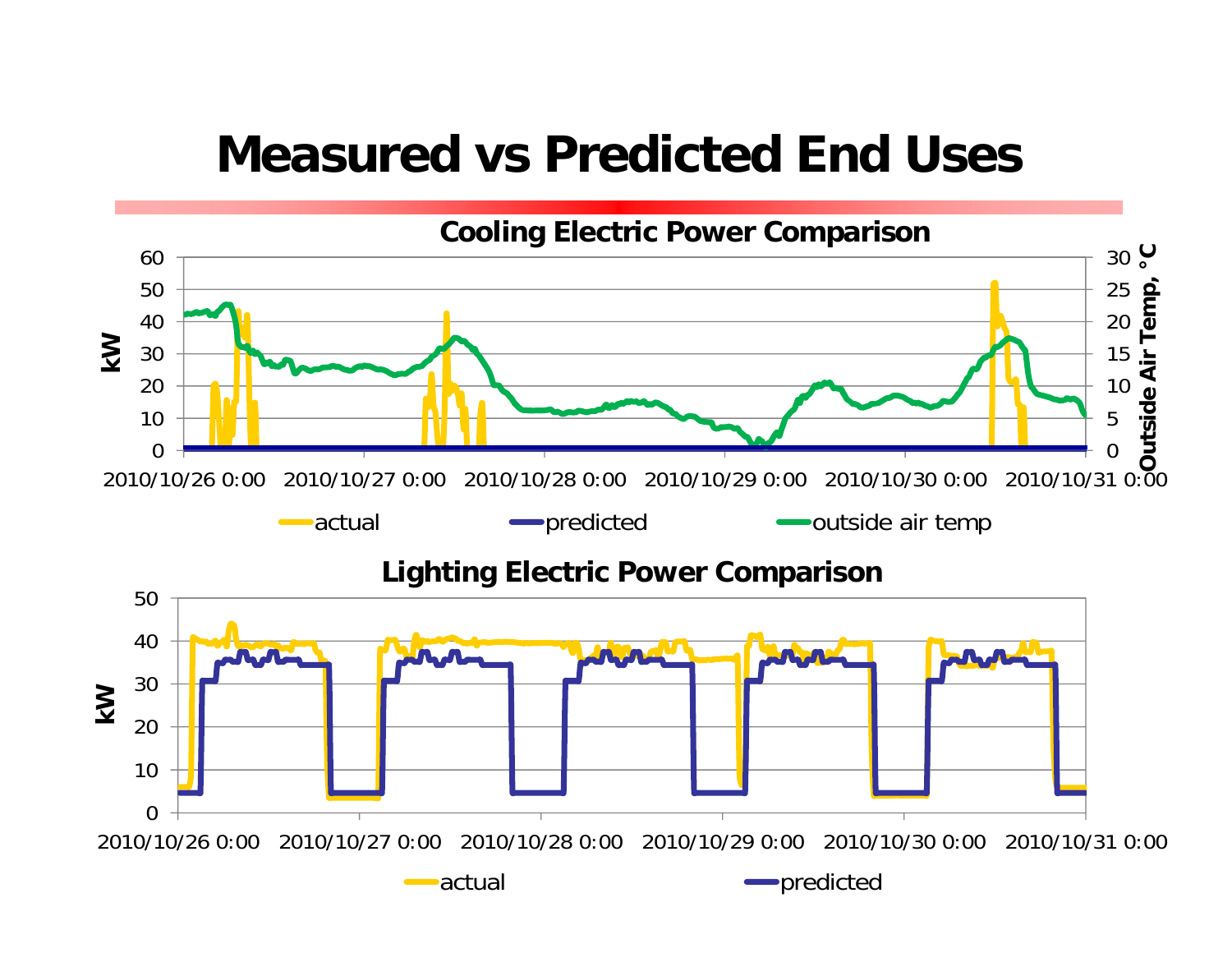# Measured vs Predicted End Uses

**Cooling Electric Power Comparison**

kW: 0, 10, 20, 30, 40, 50, 60

Outside Air Temp, °C: 0, 5, 10, 15, 20, 25, 30

2010/10/26 0:00 · 2010/10/27 0:00 · 2010/10/28 0:00 · 2010/10/29 0:00 · 2010/10/30 0:00 · 2010/10/31 0:00

actual · predicted · outside air temp

**Lighting Electric Power Comparison**

kW: 0, 10, 20, 30, 40, 50

2010/10/26 0:00 · 2010/10/27 0:00 · 2010/10/28 0:00 · 2010/10/29 0:00 · 2010/10/30 0:00 · 2010/10/31 0:00

actual · predicted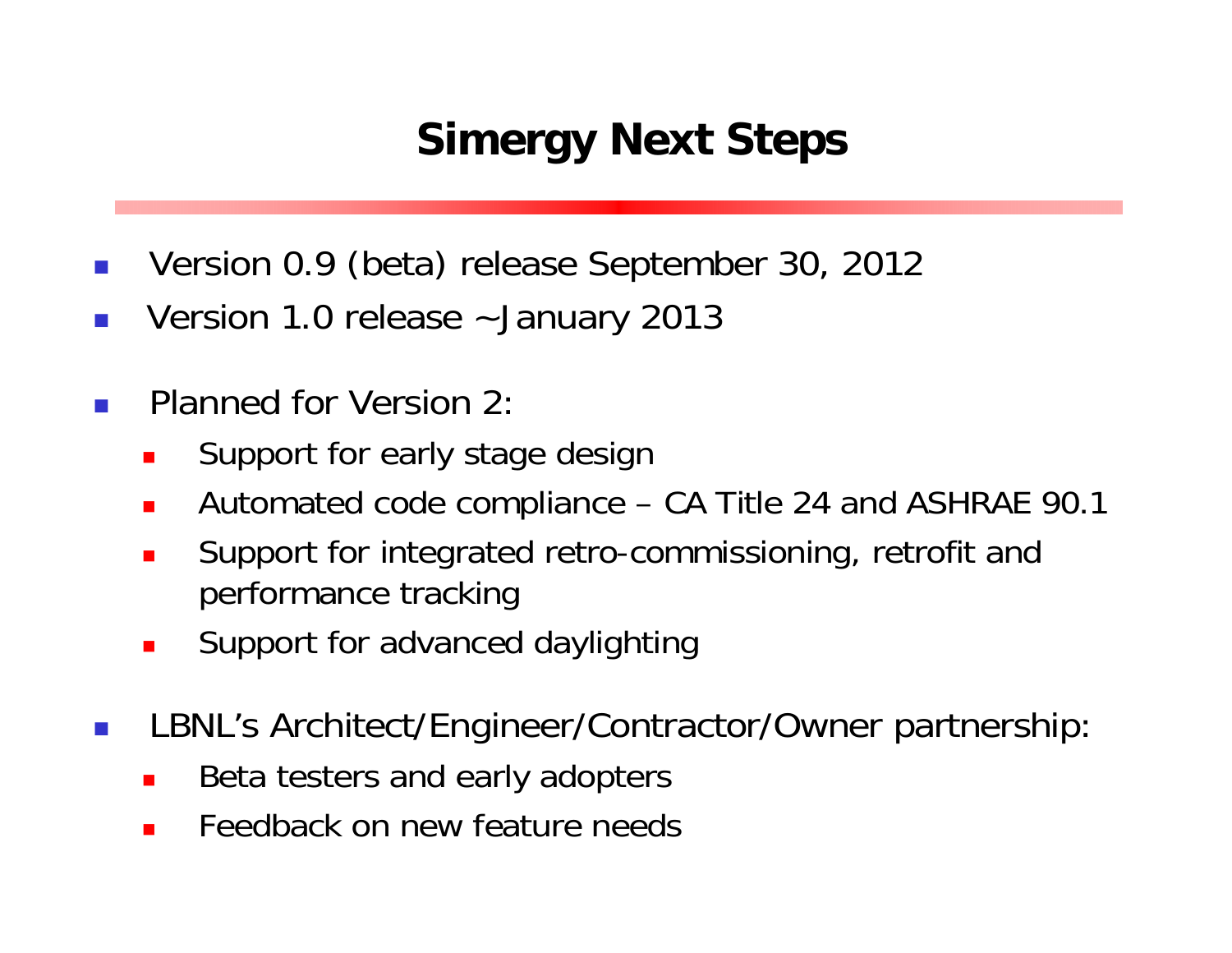# Simergy Next Steps

- Version 0.9 (beta) release September 30, 2012
- Version 1.0 release ~January 2013
- Planned for Version 2:
  - Support for early stage design
  - Automated code compliance – CA Title 24 and ASHRAE 90.1
  - Support for integrated retro-commissioning, retrofit and performance tracking
  - Support for advanced daylighting
- LBNL's Architect/Engineer/Contractor/Owner partnership:
  - Beta testers and early adopters
  - Feedback on new feature needs